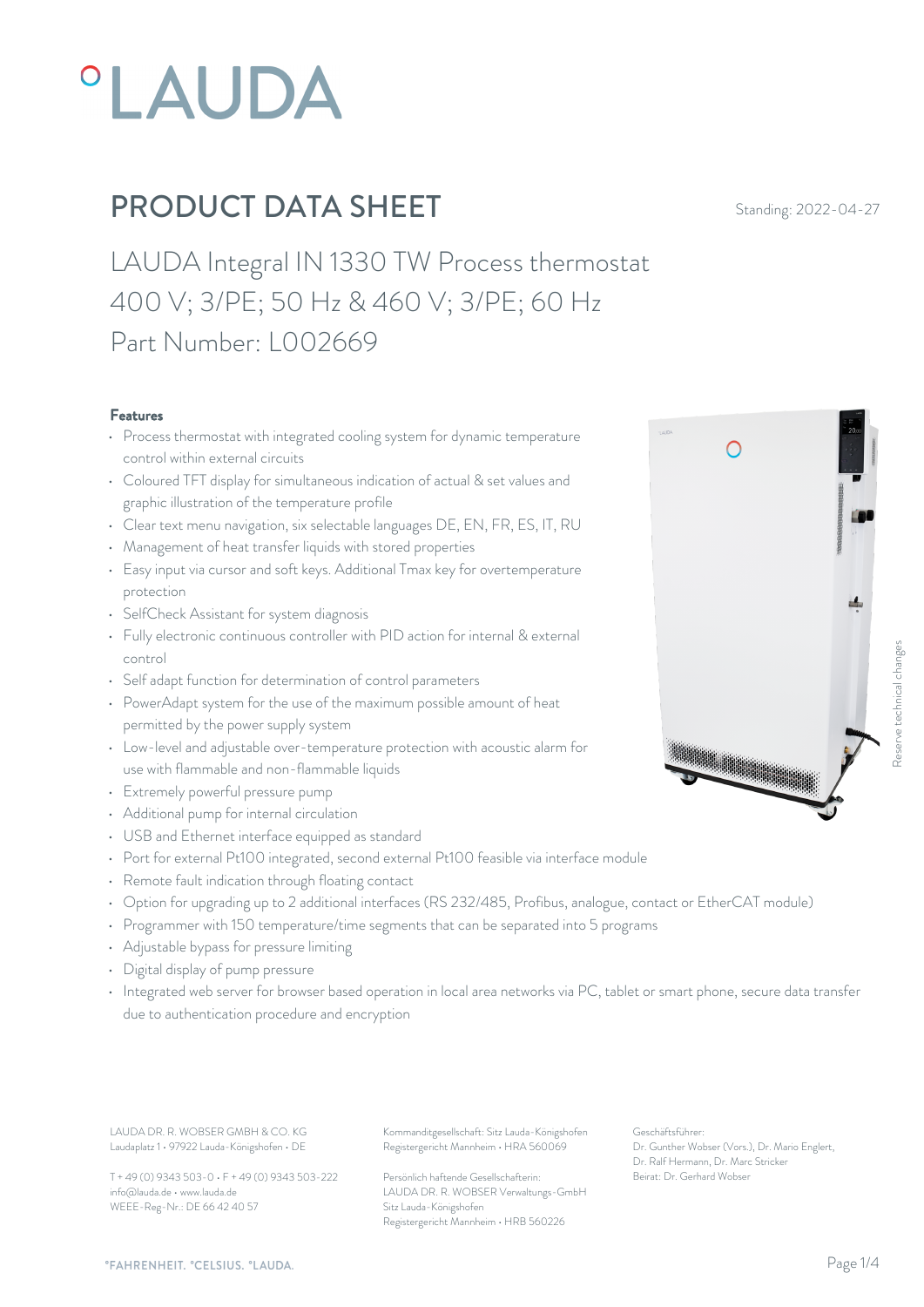# PRODUCT DATA SHEET

Standing: 2022-04-27

## LAUDA Integral IN 1330 TW Process thermostat 400 V; 3/PE; 50 Hz & 460 V; 3/PE; 60 Hz Part Number: L002669

### Features

- Process thermostat with integrated cooling system for dynamic temperature control within external circuits
- Coloured TFT display for simultaneous indication of actual & set values and graphic illustration of the temperature profile
- Clear text menu navigation, six selectable languages DE, EN, FR, ES, IT, RU
- Management of heat transfer liquids with stored properties
- Easy input via cursor and soft keys. Additional Tmax key for overtemperature protection
- SelfCheck Assistant for system diagnosis
- Fully electronic continuous controller with PID action for internal & external control
- Self adapt function for determination of control parameters
- PowerAdapt system for the use of the maximum possible amount of heat permitted by the power supply system
- Low-level and adjustable over-temperature protection with acoustic alarm for use with flammable and non-flammable liquids
- Extremely powerful pressure pump
- Additional pump for internal circulation
- USB and Ethernet interface equipped as standard
- Port for external Pt100 integrated, second external Pt100 feasible via interface module
- Remote fault indication through floating contact
- Option for upgrading up to 2 additional interfaces (RS 232/485, Profibus, analogue, contact or EtherCAT module)
- Programmer with 150 temperature/time segments that can be separated into 5 programs
- Adjustable bypass for pressure limiting
- Digital display of pump pressure
- Integrated web server for browser based operation in local area networks via PC, tablet or smart phone, secure data transfer due to authentication procedure and encryption

Reserve technical changes

LAUDA DR. R. WOBSER GMBH & CO. KG
Laudaplatz 1 • 97922 Lauda-Königshofen • DE

T + 49 (0) 9343 503-0 • F + 49 (0) 9343 503-222
info@lauda.de • www.lauda.de
WEEE-Reg-Nr.: DE 66 42 40 57

Kommanditgesellschaft: Sitz Lauda-Königshofen
Registergericht Mannheim • HRA 560069

Persönlich haftende Gesellschafterin:
LAUDA DR. R. WOBSER Verwaltungs-GmbH
Sitz Lauda-Königshofen
Registergericht Mannheim • HRB 560226

Geschäftsführer:
Dr. Gunther Wobser (Vors.), Dr. Mario Englert, Dr. Ralf Hermann, Dr. Marc Stricker
Beirat: Dr. Gerhard Wobser

°FAHRENHEIT. °CELSIUS. °LAUDA.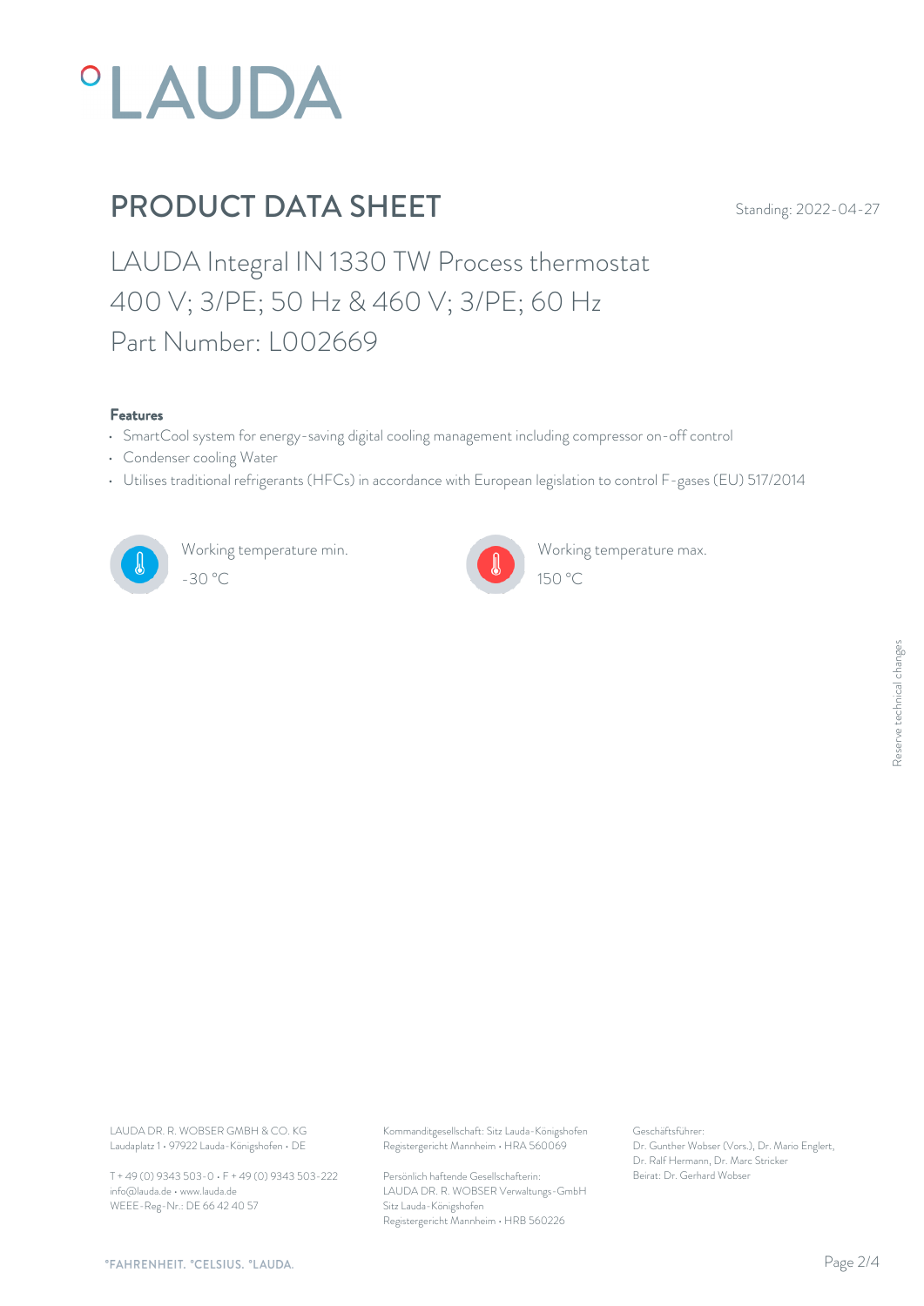# PRODUCT DATA SHEET

Standing: 2022-04-27

## LAUDA Integral IN 1330 TW Process thermostat
## 400 V; 3/PE; 50 Hz & 460 V; 3/PE; 60 Hz
## Part Number: L002669

### Features

- SmartCool system for energy-saving digital cooling management including compressor on-off control
- Condenser cooling Water
- Utilises traditional refrigerants (HFCs) in accordance with European legislation to control F-gases (EU) 517/2014

Working temperature min.
-30 °C

Working temperature max.
150 °C

Reserve technical changes

LAUDA DR. R. WOBSER GMBH & CO. KG
Laudaplatz 1 • 97922 Lauda-Königshofen • DE

T + 49 (0) 9343 503-0 • F + 49 (0) 9343 503-222
info@lauda.de • www.lauda.de
WEEE-Reg-Nr.: DE 66 42 40 57

Kommanditgesellschaft: Sitz Lauda-Königshofen
Registergericht Mannheim • HRA 560069

Persönlich haftende Gesellschafterin:
LAUDA DR. R. WOBSER Verwaltungs-GmbH
Sitz Lauda-Königshofen
Registergericht Mannheim • HRB 560226

Geschäftsführer:
Dr. Gunther Wobser (Vors.), Dr. Mario Englert,
Dr. Ralf Hermann, Dr. Marc Stricker
Beirat: Dr. Gerhard Wobser

°FAHRENHEIT. °CELSIUS. °LAUDA.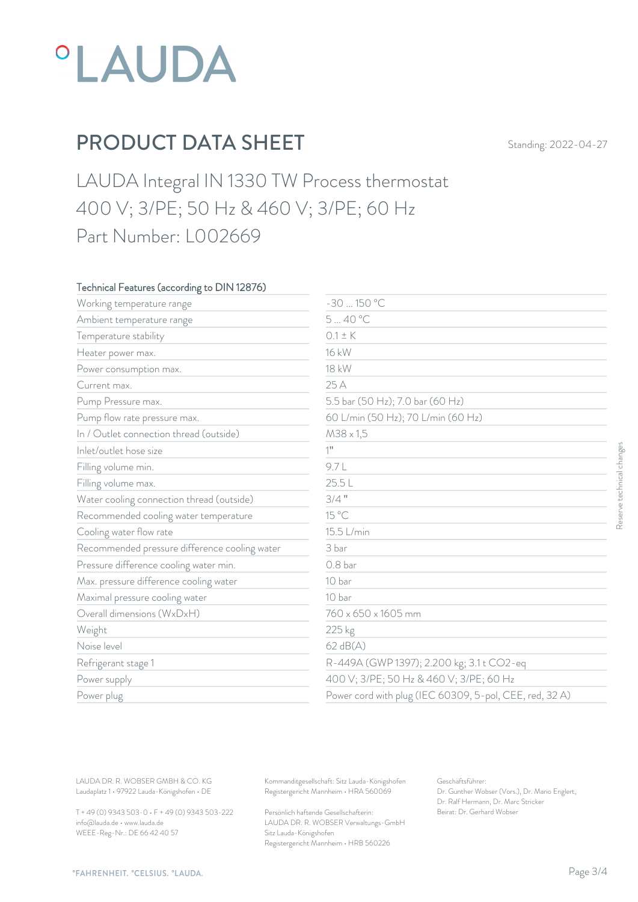# PRODUCT DATA SHEET

Standing: 2022-04-27

## LAUDA Integral IN 1330 TW Process thermostat
## 400 V; 3/PE; 50 Hz & 460 V; 3/PE; 60 Hz
## Part Number: L002669

| Technical Features (according to DIN 12876) | |
|---|---|
| Working temperature range | -30 ... 150 °C |
| Ambient temperature range | 5 ... 40 °C |
| Temperature stability | 0.1 ± K |
| Heater power max. | 16 kW |
| Power consumption max. | 18 kW |
| Current max. | 25 A |
| Pump Pressure max. | 5.5 bar (50 Hz); 7.0 bar (60 Hz) |
| Pump flow rate pressure max. | 60 L/min (50 Hz); 70 L/min (60 Hz) |
| In / Outlet connection thread (outside) | M38 x 1,5 |
| Inlet/outlet hose size | 1" |
| Filling volume min. | 9.7 L |
| Filling volume max. | 25.5 L |
| Water cooling connection thread (outside) | 3/4 " |
| Recommended cooling water temperature | 15 °C |
| Cooling water flow rate | 15.5 L/min |
| Recommended pressure difference cooling water | 3 bar |
| Pressure difference cooling water min. | 0.8 bar |
| Max. pressure difference cooling water | 10 bar |
| Maximal pressure cooling water | 10 bar |
| Overall dimensions (WxDxH) | 760 x 650 x 1605 mm |
| Weight | 225 kg |
| Noise level | 62 dB(A) |
| Refrigerant stage 1 | R-449A (GWP 1397); 2.200 kg; 3.1 t CO2-eq |
| Power supply | 400 V; 3/PE; 50 Hz & 460 V; 3/PE; 60 Hz |
| Power plug | Power cord with plug (IEC 60309, 5-pol, CEE, red, 32 A) |

Reserve technical changes

LAUDA DR. R. WOBSER GMBH & CO. KG
Laudaplatz 1 • 97922 Lauda-Königshofen • DE

T + 49 (0) 9343 503-0 • F + 49 (0) 9343 503-222
info@lauda.de • www.lauda.de
WEEE-Reg-Nr.: DE 66 42 40 57

Kommanditgesellschaft: Sitz Lauda-Königshofen
Registergericht Mannheim • HRA 560069

Persönlich haftende Gesellschafterin:
LAUDA DR. R. WOBSER Verwaltungs-GmbH
Sitz Lauda-Königshofen
Registergericht Mannheim • HRB 560226

Geschäftsführer:
Dr. Gunther Wobser (Vors.), Dr. Mario Englert,
Dr. Ralf Hermann, Dr. Marc Stricker
Beirat: Dr. Gerhard Wobser

°FAHRENHEIT. °CELSIUS. °LAUDA.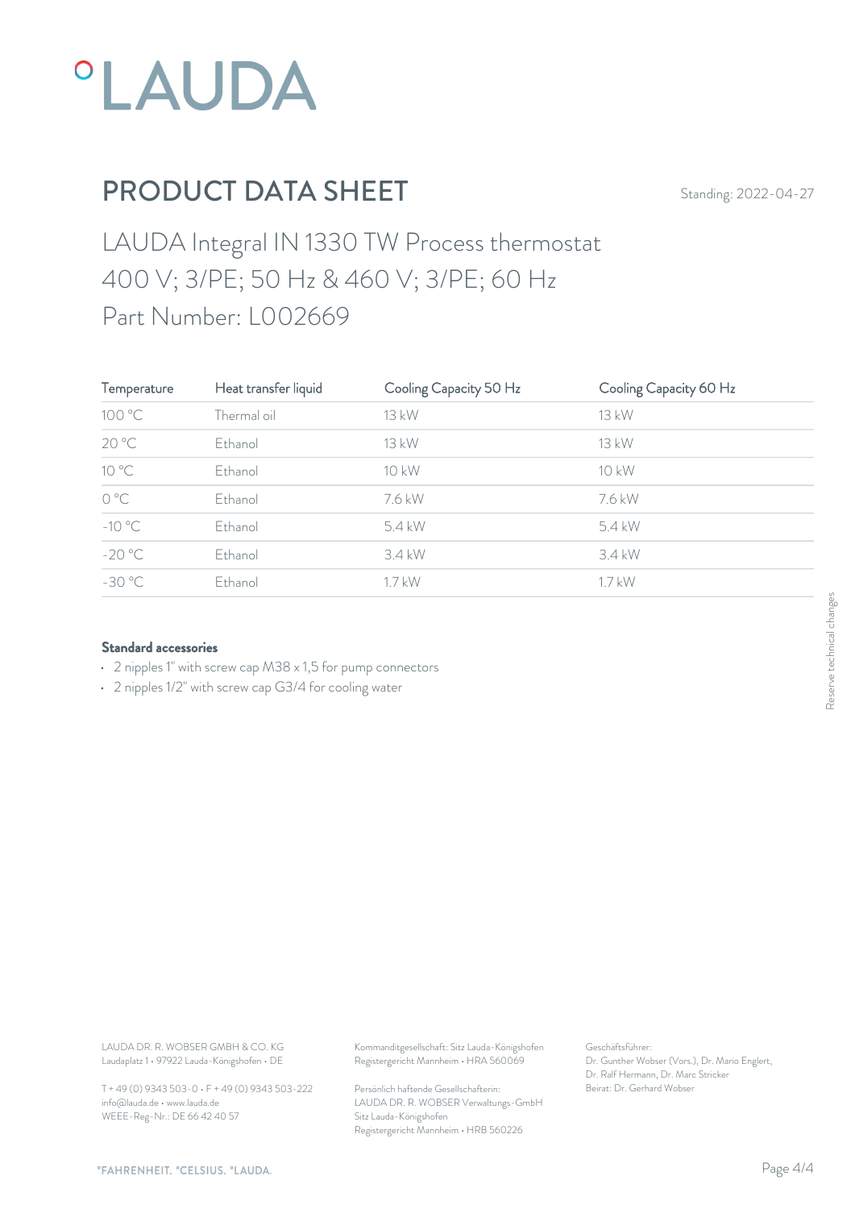# PRODUCT DATA SHEET

Standing: 2022-04-27

## LAUDA Integral IN 1330 TW Process thermostat
## 400 V; 3/PE; 50 Hz & 460 V; 3/PE; 60 Hz
## Part Number: L002669

| Temperature | Heat transfer liquid | Cooling Capacity 50 Hz | Cooling Capacity 60 Hz |
| --- | --- | --- | --- |
| 100 °C | Thermal oil | 13 kW | 13 kW |
| 20 °C | Ethanol | 13 kW | 13 kW |
| 10 °C | Ethanol | 10 kW | 10 kW |
| 0 °C | Ethanol | 7.6 kW | 7.6 kW |
| -10 °C | Ethanol | 5.4 kW | 5.4 kW |
| -20 °C | Ethanol | 3.4 kW | 3.4 kW |
| -30 °C | Ethanol | 1.7 kW | 1.7 kW |

**Standard accessories**

- 2 nipples 1" with screw cap M38 x 1,5 for pump connectors
- 2 nipples 1/2" with screw cap G3/4 for cooling water

Reserve technical changes

LAUDA DR. R. WOBSER GMBH & CO. KG
Laudaplatz 1 • 97922 Lauda-Königshofen • DE

T + 49 (0) 9343 503-0 • F + 49 (0) 9343 503-222
info@lauda.de • www.lauda.de
WEEE-Reg-Nr.: DE 66 42 40 57

Kommanditgesellschaft: Sitz Lauda-Königshofen
Registergericht Mannheim • HRA 560069

Persönlich haftende Gesellschafterin:
LAUDA DR. R. WOBSER Verwaltungs-GmbH
Sitz Lauda-Königshofen
Registergericht Mannheim • HRB 560226

Geschäftsführer:
Dr. Gunther Wobser (Vors.), Dr. Mario Englert, Dr. Ralf Hermann, Dr. Marc Stricker
Beirat: Dr. Gerhard Wobser

°FAHRENHEIT. °CELSIUS. °LAUDA.